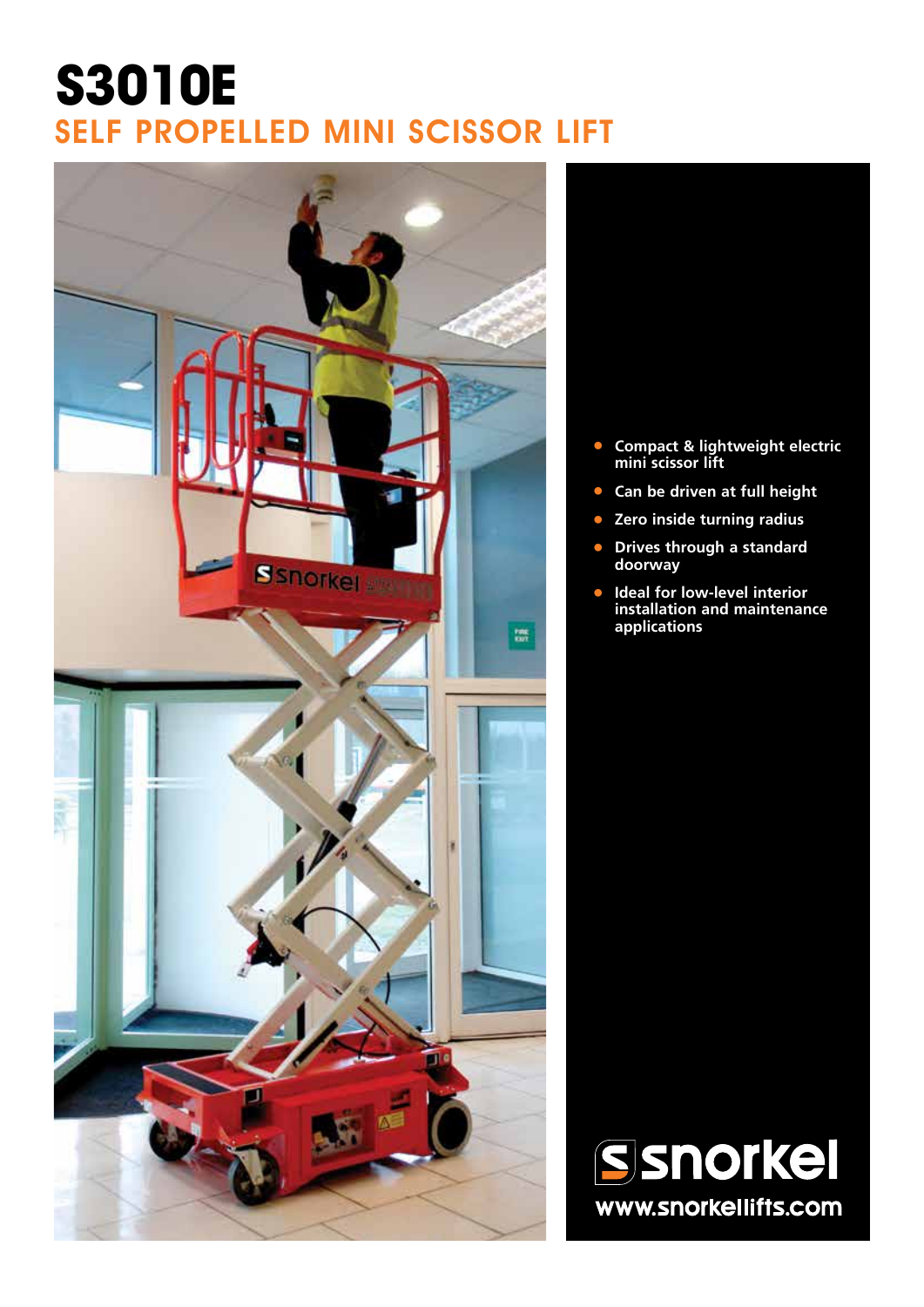# S3010E

## SELF PROPELLED MINI SCISSOR LIFT

- **Compact & lightweight electric mini scissor lift**
- **Can be driven at full height**
- **Zero inside turning radius**
- **Drives through a standard doorway**
- **Ideal for low-level interior installation and maintenance applications**

snorkel

www.snorkellifts.com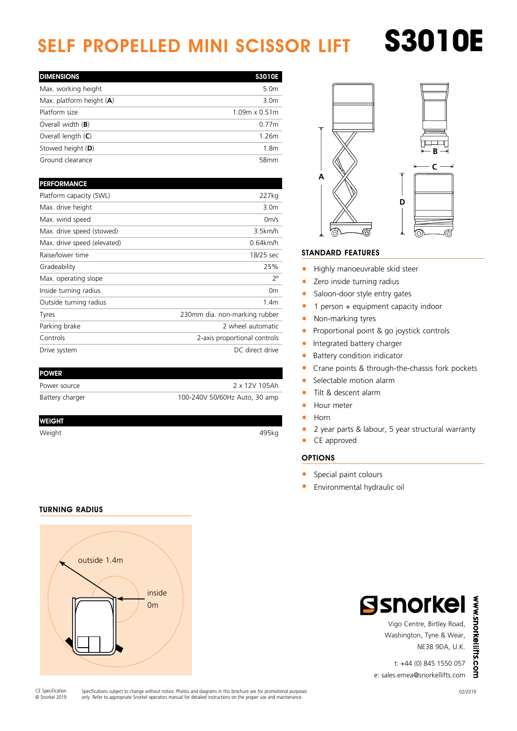# SELF PROPELLED MINI SCISSOR LIFT S3010E

| DIMENSIONS | S3010E |
|---|---|
| Max. working height | 5.0m |
| Max. platform height (**A**) | 3.0m |
| Platform size | 1.09m x 0.51m |
| Overall width (**B**) | 0.77m |
| Overall length (**C**) | 1.26m |
| Stowed height (**D**) | 1.8m |
| Ground clearance | 58mm |

| PERFORMANCE | |
|---|---|
| Platform capacity (SWL) | 227kg |
| Max. drive height | 3.0m |
| Max. wind speed | 0m/s |
| Max. drive speed (stowed) | 3.5km/h |
| Max. drive speed (elevated) | 0.64km/h |
| Raise/lower time | 18/25 sec |
| Gradeability | 25% |
| Max. operating slope | 2° |
| Inside turning radius | 0m |
| Outside turning radius | 1.4m |
| Tyres | 230mm dia. non-marking rubber |
| Parking brake | 2 wheel automatic |
| Controls | 2-axis proportional controls |
| Drive system | DC direct drive |

| POWER | |
|---|---|
| Power source | 2 x 12V 105Ah |
| Battery charger | 100-240V 50/60Hz Auto, 30 amp |

| WEIGHT | |
|---|---|
| Weight | 495kg |

A

B

C

D

## STANDARD FEATURES

- Highly manoeuvrable skid steer
- Zero inside turning radius
- Saloon-door style entry gates
- 1 person + equipment capacity indoor
- Non-marking tyres
- Proportional point & go joystick controls
- Integrated battery charger
- Battery condition indicator
- Crane points & through-the-chassis fork pockets
- Selectable motion alarm
- Tilt & descent alarm
- Hour meter
- Horn
- 2 year parts & labour, 5 year structural warranty
- CE approved

## OPTIONS

- Special paint colours
- Environmental hydraulic oil

## TURNING RADIUS

outside 1.4m

inside 0m

snorkel

Vigo Centre, Birtley Road,
Washington, Tyne & Wear,
NE38 9DA, U.K.

t: +44 (0) 845 1550 057
e: sales.emea@snorkellifts.com

www.snorkellifts.com

CE Specification
© Snorkel 2019

Specifications subject to change without notice. Photos and diagrams in this brochure are for promotional purposes only. Refer to appropriate Snorkel operators manual for detailed instructions on the proper use and maintenance.

02/2019